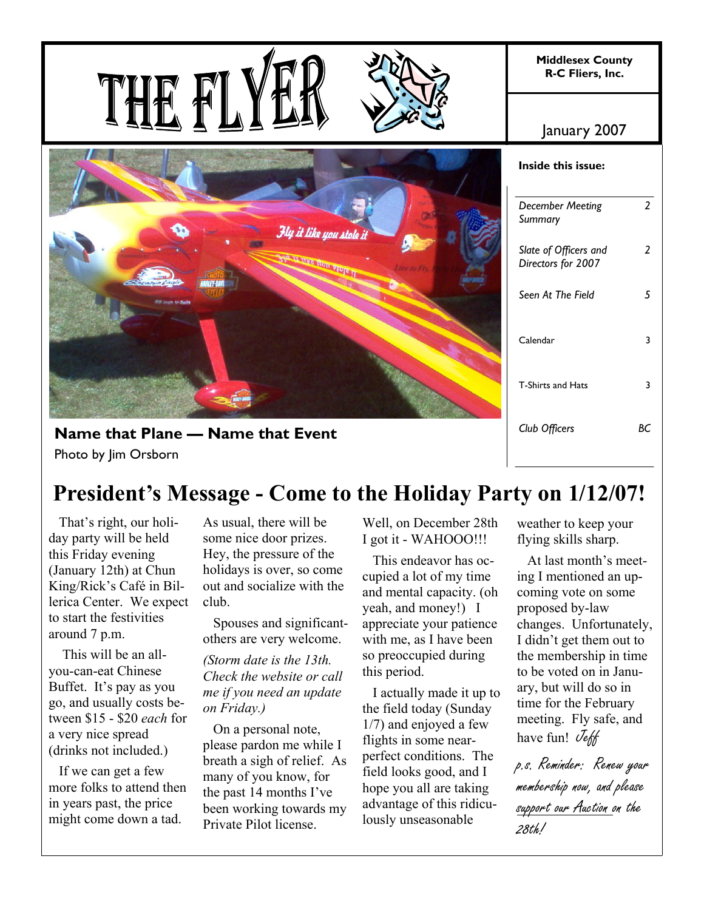# THE FLYER

**Middlesex County R-C Fliers, Inc.**

January 2007

**Inside this issue:**

| | |
|---|---|
| *December Meeting Summary* | *2* |
| *Slate of Officers and Directors for 2007* | *2* |
| *Seen At The Field* | *5* |
| Calendar | 3 |
| T-Shirts and Hats | 3 |
| *Club Officers* | *BC* |

**Name that Plane — Name that Event**

Photo by Jim Orsborn

## President's Message - Come to the Holiday Party on 1/12/07!

That's right, our holiday party will be held this Friday evening (January 12th) at Chun King/Rick's Café in Billerica Center. We expect to start the festivities around 7 p.m.

This will be an all-you-can-eat Chinese Buffet. It's pay as you go, and usually costs between $15 - $20 *each* for a very nice spread (drinks not included.)

If we can get a few more folks to attend then in years past, the price might come down a tad.

As usual, there will be some nice door prizes. Hey, the pressure of the holidays is over, so come out and socialize with the club.

Spouses and significant-others are very welcome.

*(Storm date is the 13th. Check the website or call me if you need an update on Friday.)*

On a personal note, please pardon me while I breath a sigh of relief. As many of you know, for the past 14 months I've been working towards my Private Pilot license. Well, on December 28th I got it - WAHOOO!!!

This endeavor has occupied a lot of my time and mental capacity. (oh yeah, and money!) I appreciate your patience with me, as I have been so preoccupied during this period.

I actually made it up to the field today (Sunday 1/7) and enjoyed a few flights in some near-perfect conditions. The field looks good, and I hope you all are taking advantage of this ridiculously unseasonable weather to keep your flying skills sharp.

At last month's meeting I mentioned an upcoming vote on some proposed by-law changes. Unfortunately, I didn't get them out to the membership in time to be voted on in January, but will do so in time for the February meeting. Fly safe, and have fun! *Jeff*

*p.s. Reminder: Renew your membership now, and please support our Auction on the 28th!*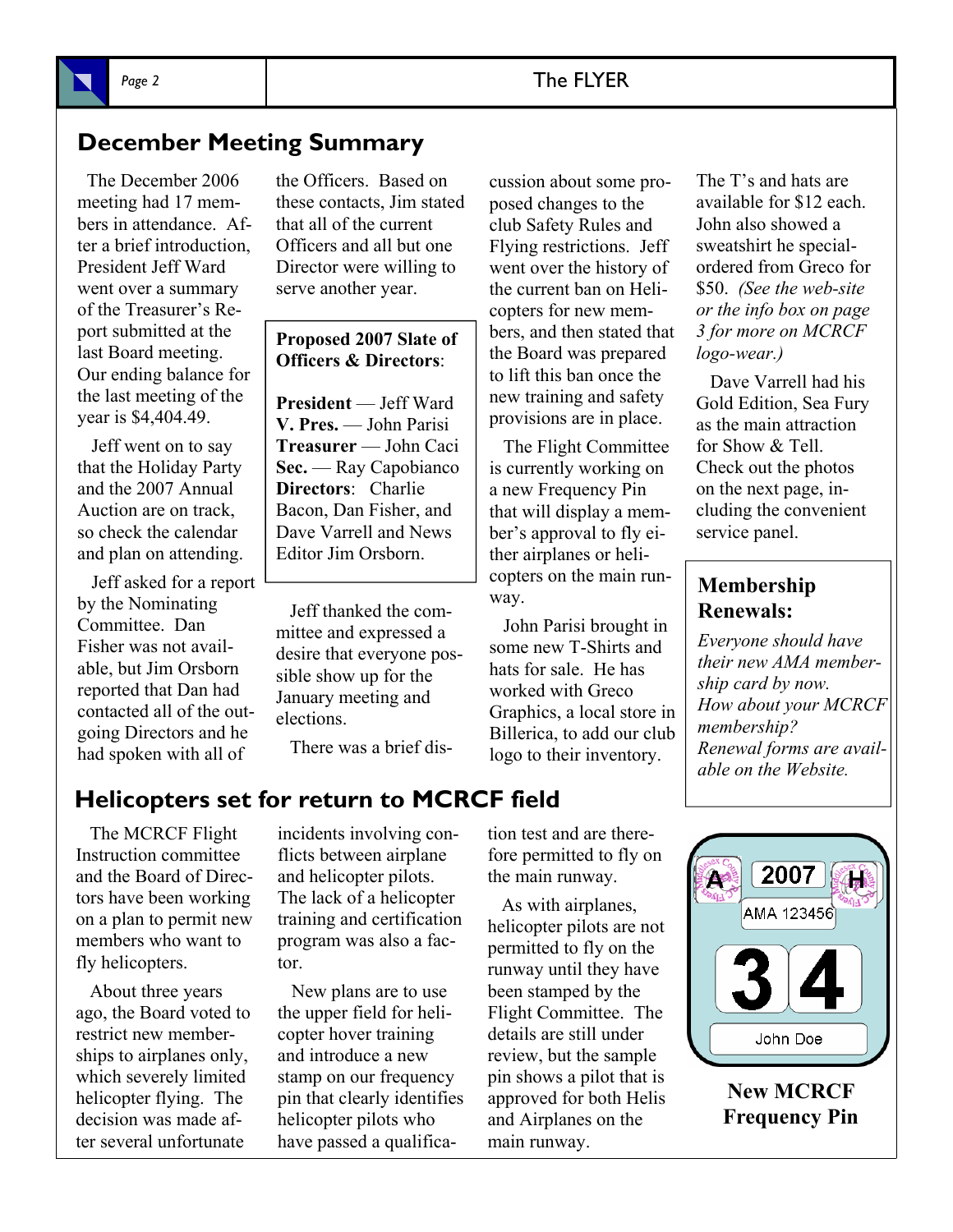## December Meeting Summary

The December 2006 meeting had 17 members in attendance. After a brief introduction, President Jeff Ward went over a summary of the Treasurer's Report submitted at the last Board meeting. Our ending balance for the last meeting of the year is $4,404.49.

Jeff went on to say that the Holiday Party and the 2007 Annual Auction are on track, so check the calendar and plan on attending.

Jeff asked for a report by the Nominating Committee. Dan Fisher was not available, but Jim Orsborn reported that Dan had contacted all of the outgoing Directors and he had spoken with all of the Officers. Based on these contacts, Jim stated that all of the current Officers and all but one Director were willing to serve another year.

> **Proposed 2007 Slate of Officers & Directors**:
>
> **President** — Jeff Ward
> **V. Pres.** — John Parisi
> **Treasurer** — John Caci
> **Sec.** — Ray Capobianco
> **Directors**: Charlie Bacon, Dan Fisher, and Dave Varrell and News Editor Jim Orsborn.

Jeff thanked the committee and expressed a desire that everyone possible show up for the January meeting and elections.

There was a brief discussion about some proposed changes to the club Safety Rules and Flying restrictions. Jeff went over the history of the current ban on Helicopters for new members, and then stated that the Board was prepared to lift this ban once the new training and safety provisions are in place.

The Flight Committee is currently working on a new Frequency Pin that will display a member's approval to fly either airplanes or helicopters on the main runway.

John Parisi brought in some new T-Shirts and hats for sale. He has worked with Greco Graphics, a local store in Billerica, to add our club logo to their inventory. The T's and hats are available for $12 each. John also showed a sweatshirt he special-ordered from Greco for $50. *(See the web-site or the info box on page 3 for more on MCRCF logo-wear.)*

Dave Varrell had his Gold Edition, Sea Fury as the main attraction for Show & Tell. Check out the photos on the next page, including the convenient service panel.

> **Membership Renewals:**
>
> *Everyone should have their new AMA membership card by now. How about your MCRCF membership? Renewal forms are available on the Website.*

## Helicopters set for return to MCRCF field

The MCRCF Flight Instruction committee and the Board of Directors have been working on a plan to permit new members who want to fly helicopters.

About three years ago, the Board voted to restrict new memberships to airplanes only, which severely limited helicopter flying. The decision was made after several unfortunate incidents involving conflicts between airplane and helicopter pilots. The lack of a helicopter training and certification program was also a factor.

New plans are to use the upper field for helicopter hover training and introduce a new stamp on our frequency pin that clearly identifies helicopter pilots who have passed a qualification test and are therefore permitted to fly on the main runway.

As with airplanes, helicopter pilots are not permitted to fly on the runway until they have been stamped by the Flight Committee. The details are still under review, but the sample pin shows a pilot that is approved for both Helis and Airplanes on the main runway.

A 2007 H
AMA 123456
3 4
John Doe

**New MCRCF Frequency Pin**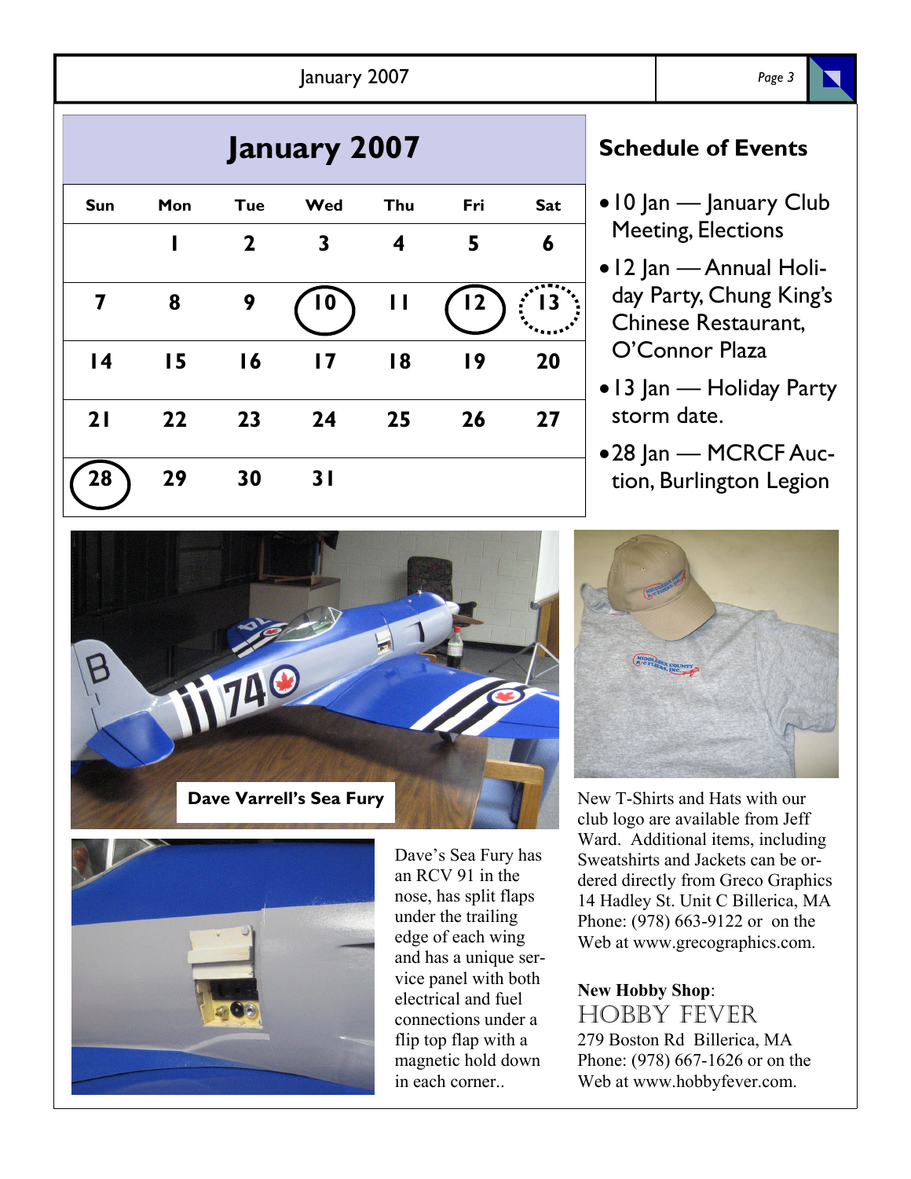## January 2007

| Sun | Mon | Tue | Wed | Thu | Fri | Sat |
|---|---|---|---|---|---|---|
| | 1 | 2 | 3 | 4 | 5 | 6 |
| 7 | 8 | 9 | 10 | 11 | 12 | 13 |
| 14 | 15 | 16 | 17 | 18 | 19 | 20 |
| 21 | 22 | 23 | 24 | 25 | 26 | 27 |
| 28 | 29 | 30 | 31 | | | |

## Schedule of Events

- 10 Jan — January Club Meeting, Elections
- 12 Jan — Annual Holiday Party, Chung King's Chinese Restaurant, O'Connor Plaza
- 13 Jan — Holiday Party storm date.
- 28 Jan — MCRCF Auction, Burlington Legion

**Dave Varrell's Sea Fury**

Dave's Sea Fury has an RCV 91 in the nose, has split flaps under the trailing edge of each wing and has a unique service panel with both electrical and fuel connections under a flip top flap with a magnetic hold down in each corner..

New T-Shirts and Hats with our club logo are available from Jeff Ward. Additional items, including Sweatshirts and Jackets can be ordered directly from Greco Graphics 14 Hadley St. Unit C Billerica, MA Phone: (978) 663-9122 or on the Web at www.grecographics.com.

**New Hobby Shop**:
HOBBY FEVER
279 Boston Rd Billerica, MA
Phone: (978) 667-1626 or on the Web at www.hobbyfever.com.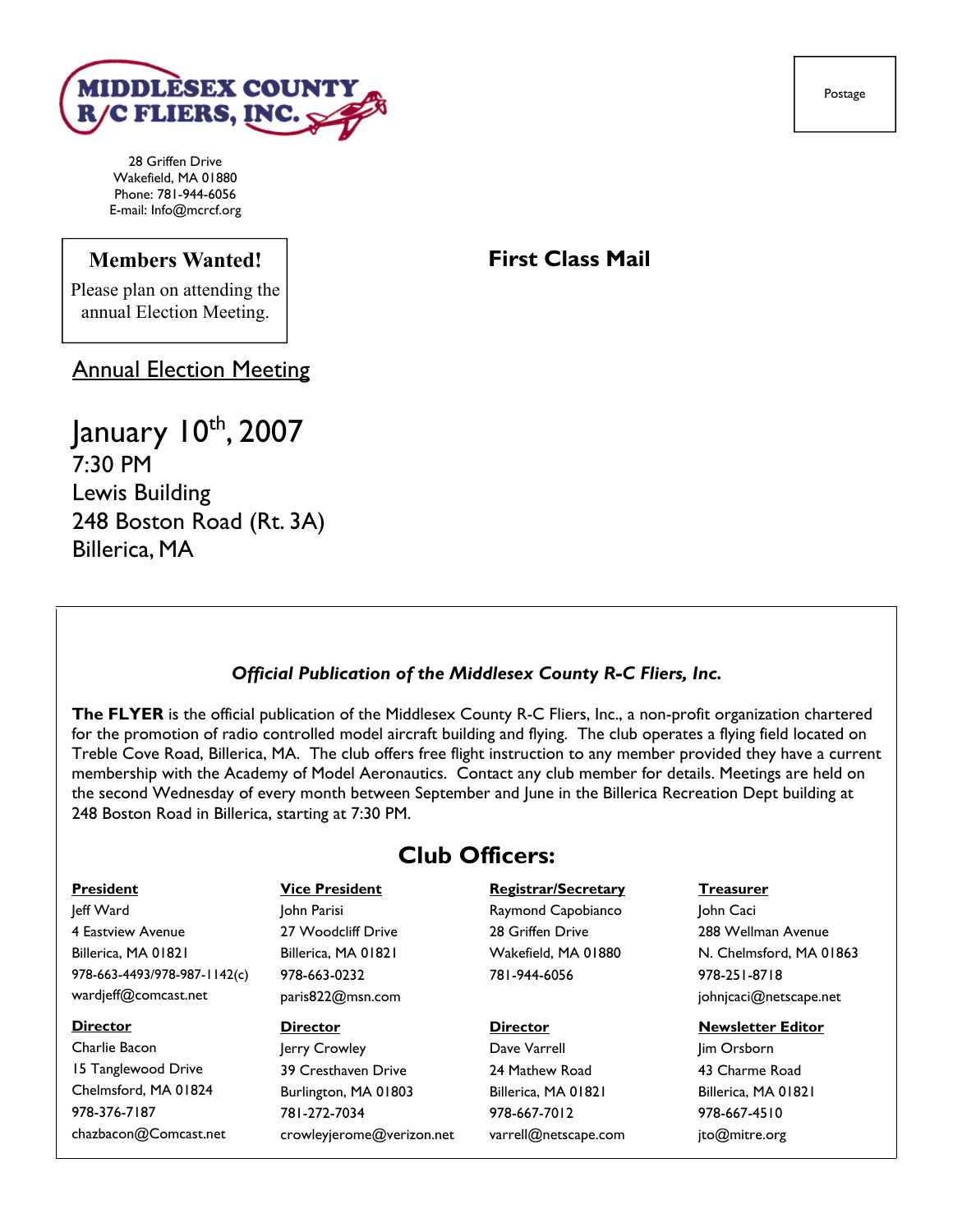MIDDLESEX COUNTY R/C FLIERS, INC.

28 Griffen Drive
Wakefield, MA 01880
Phone: 781-944-6056
E-mail: Info@mcrcf.org

Postage

**Members Wanted!**

Please plan on attending the annual Election Meeting.

**First Class Mail**

## Annual Election Meeting

January 10th, 2007
7:30 PM
Lewis Building
248 Boston Road (Rt. 3A)
Billerica, MA

***Official Publication of the Middlesex County R-C Fliers, Inc.***

**The FLYER** is the official publication of the Middlesex County R-C Fliers, Inc., a non-profit organization chartered for the promotion of radio controlled model aircraft building and flying. The club operates a flying field located on Treble Cove Road, Billerica, MA. The club offers free flight instruction to any member provided they have a current membership with the Academy of Model Aeronautics. Contact any club member for details. Meetings are held on the second Wednesday of every month between September and June in the Billerica Recreation Dept building at 248 Boston Road in Billerica, starting at 7:30 PM.

## Club Officers:

**President**
Jeff Ward
4 Eastview Avenue
Billerica, MA 01821
978-663-4493/978-987-1142(c)
wardjeff@comcast.net

**Vice President**
John Parisi
27 Woodcliff Drive
Billerica, MA 01821
978-663-0232
paris822@msn.com

**Registrar/Secretary**
Raymond Capobianco
28 Griffen Drive
Wakefield, MA 01880
781-944-6056

**Treasurer**
John Caci
288 Wellman Avenue
N. Chelmsford, MA 01863
978-251-8718
johnjcaci@netscape.net

**Director**
Charlie Bacon
15 Tanglewood Drive
Chelmsford, MA 01824
978-376-7187
chazbacon@Comcast.net

**Director**
Jerry Crowley
39 Cresthaven Drive
Burlington, MA 01803
781-272-7034
crowleyjerome@verizon.net

**Director**
Dave Varrell
24 Mathew Road
Billerica, MA 01821
978-667-7012
varrell@netscape.com

**Newsletter Editor**
Jim Orsborn
43 Charme Road
Billerica, MA 01821
978-667-4510
jto@mitre.org